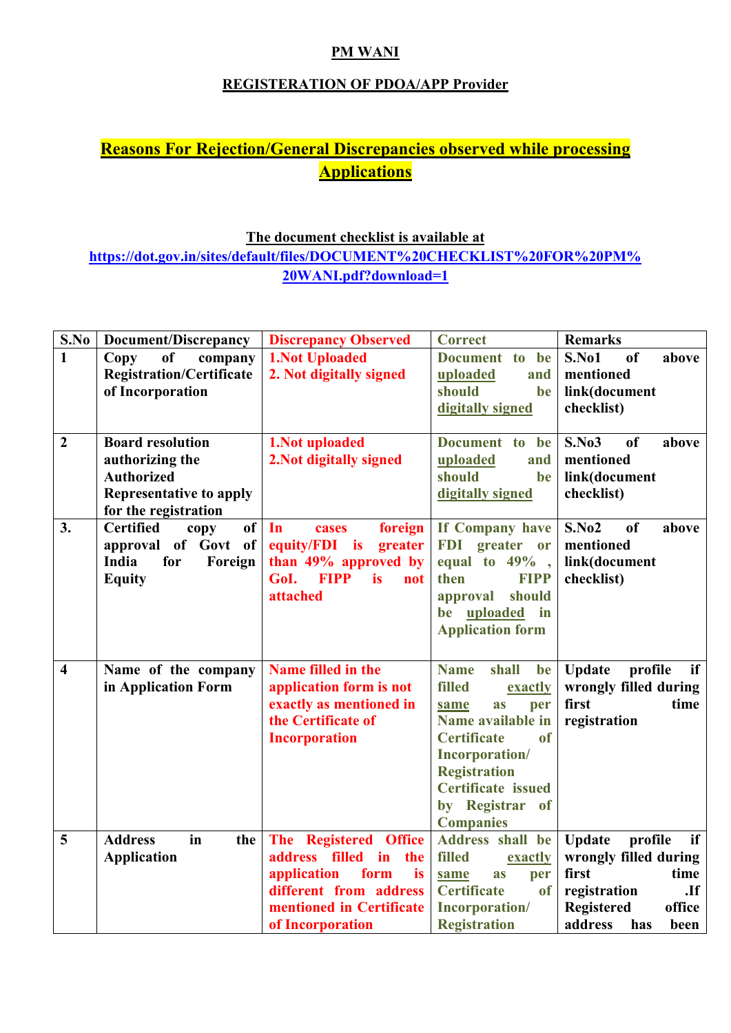**PM WANI**

**REGISTERATION OF PDOA/APP Provider**

## Reasons For Rejection/General Discrepancies observed while processing Applications

**The document checklist is available at**
**https://dot.gov.in/sites/default/files/DOCUMENT%20CHECKLIST%20FOR%20PM%20WANI.pdf?download=1**

| S.No | Document/Discrepancy | Discrepancy Observed | Correct | Remarks |
|---|---|---|---|---|
| 1 | Copy of company Registration/Certificate of Incorporation | 1.Not Uploaded<br>2. Not digitally signed | Document to be uploaded and should be digitally signed | S.No1 of above mentioned link(document checklist) |
| 2 | Board resolution authorizing the Authorized Representative to apply for the registration | 1.Not uploaded<br>2.Not digitally signed | Document to be uploaded and should be digitally signed | S.No3 of above mentioned link(document checklist) |
| 3. | Certified copy of approval of Govt of India for Foreign Equity | In cases foreign equity/FDI is greater than 49% approved by GoI. FIPP is not attached | If Company have FDI greater or equal to 49% , then FIPP approval should be uploaded in Application form | S.No2 of above mentioned link(document checklist) |
| 4 | Name of the company in Application Form | Name filled in the application form is not exactly as mentioned in the Certificate of Incorporation | Name shall be filled exactly same as per Name available in Certificate of Incorporation/ Registration Certificate issued by Registrar of Companies | Update profile if wrongly filled during first time registration |
| 5 | Address in the Application | The Registered Office address filled in the application form is different from address mentioned in Certificate of Incorporation | Address shall be filled exactly same as per Certificate of Incorporation/ Registration | Update profile if wrongly filled during first time registration .If Registered office address has been |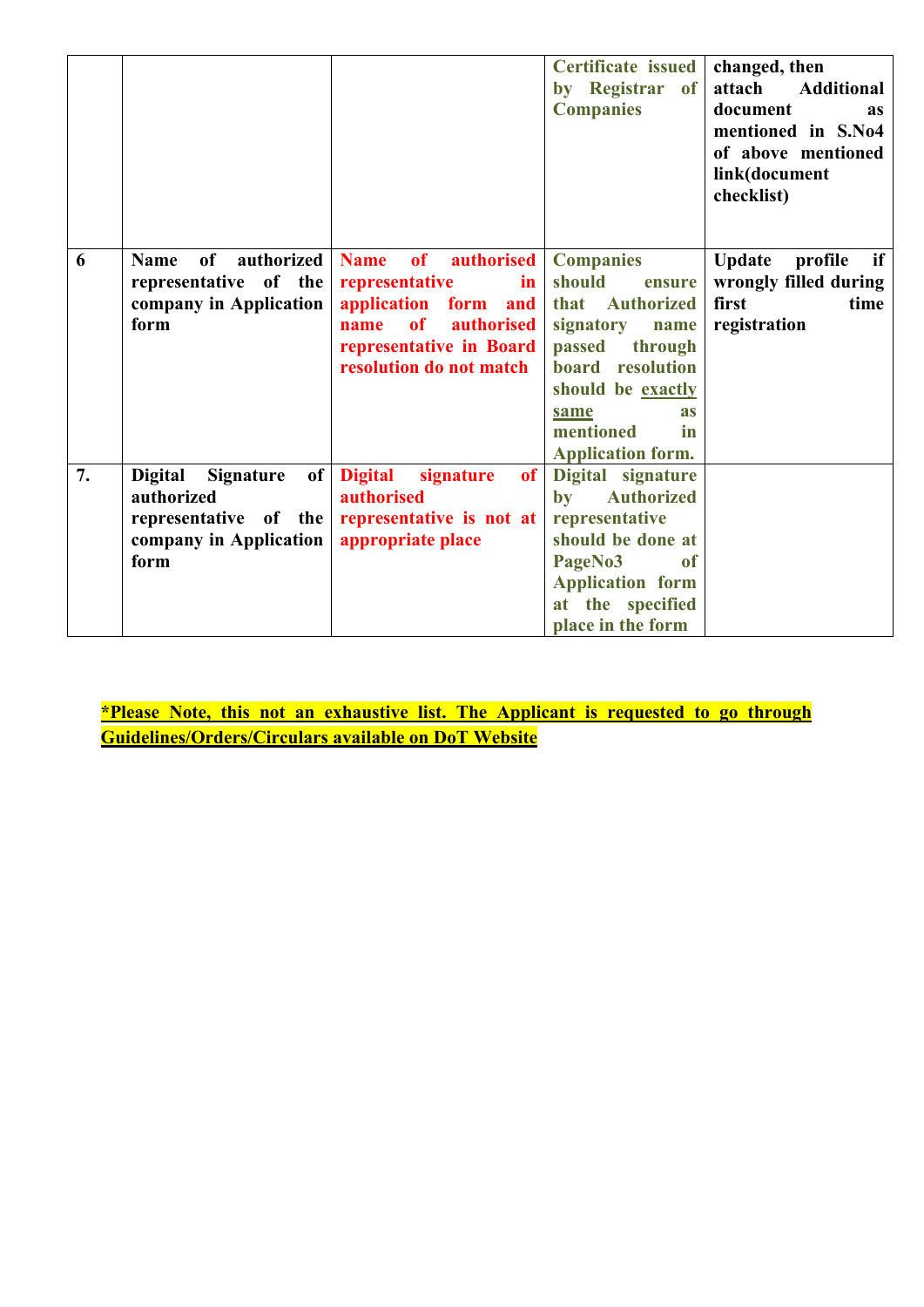| | | | | |
|---|---|---|---|---|
| | | | Certificate issued by Registrar of Companies | changed, then attach Additional document as mentioned in S.No4 of above mentioned link(document checklist) |
| 6 | Name of authorized representative of the company in Application form | Name of authorised representative in application form and name of authorised representative in Board resolution do not match | Companies should ensure that Authorized signatory name passed through board resolution should be exactly same as mentioned in Application form. | Update profile if wrongly filled during first time registration |
| 7. | Digital Signature of authorized representative of the company in Application form | Digital signature of authorised representative is not at appropriate place | Digital signature by Authorized representative should be done at PageNo3 of Application form at the specified place in the form | |

**\*Please Note, this not an exhaustive list. The Applicant is requested to go through Guidelines/Orders/Circulars available on DoT Website**